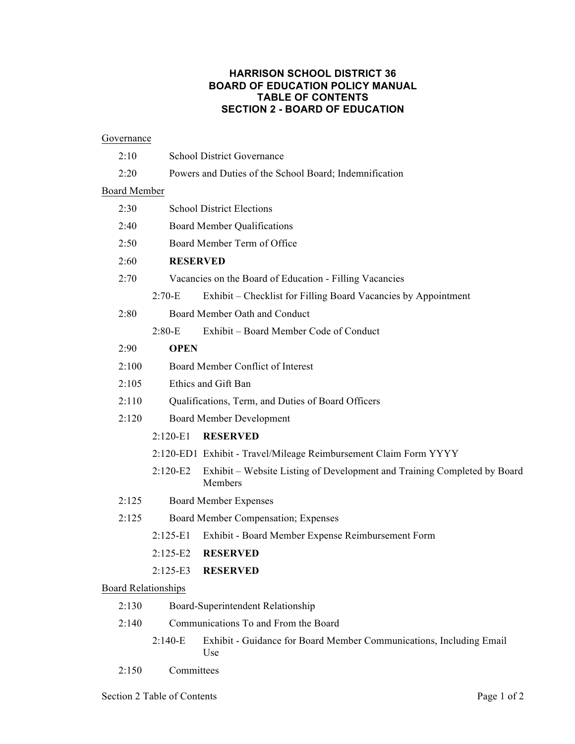# HARRISON SCHOOL DISTRICT 36
# BOARD OF EDUCATION POLICY MANUAL
# TABLE OF CONTENTS
# SECTION 2 - BOARD OF EDUCATION

<u>Governance</u>

- 2:10 School District Governance
- 2:20 Powers and Duties of the School Board; Indemnification

<u>Board Member</u>

- 2:30 School District Elections
- 2:40 Board Member Qualifications
- 2:50 Board Member Term of Office
- 2:60 **RESERVED**
- 2:70 Vacancies on the Board of Education - Filling Vacancies
  - 2:70-E Exhibit – Checklist for Filling Board Vacancies by Appointment
- 2:80 Board Member Oath and Conduct
  - 2:80-E Exhibit – Board Member Code of Conduct
- 2:90 **OPEN**
- 2:100 Board Member Conflict of Interest
- 2:105 Ethics and Gift Ban
- 2:110 Qualifications, Term, and Duties of Board Officers
- 2:120 Board Member Development
  - 2:120-E1 **RESERVED**
  - 2:120-ED1 Exhibit - Travel/Mileage Reimbursement Claim Form YYYY
  - 2:120-E2 Exhibit – Website Listing of Development and Training Completed by Board Members
- 2:125 Board Member Expenses
- 2:125 Board Member Compensation; Expenses
  - 2:125-E1 Exhibit - Board Member Expense Reimbursement Form
  - 2:125-E2 **RESERVED**
  - 2:125-E3 **RESERVED**

<u>Board Relationships</u>

- 2:130 Board-Superintendent Relationship
- 2:140 Communications To and From the Board
  - 2:140-E Exhibit - Guidance for Board Member Communications, Including Email Use
- 2:150 Committees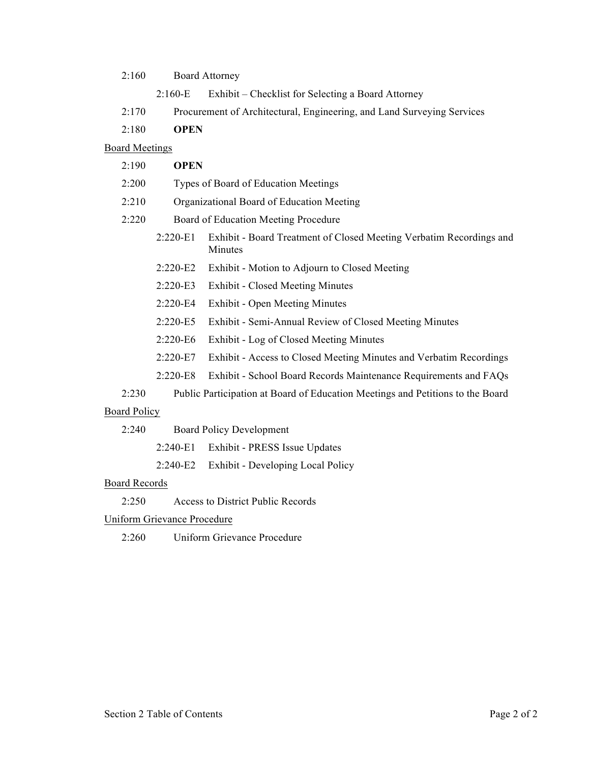2:160 Board Attorney

- 2:160-E Exhibit – Checklist for Selecting a Board Attorney

2:170 Procurement of Architectural, Engineering, and Land Surveying Services

2:180 **OPEN**

Board Meetings

2:190 **OPEN**

2:200 Types of Board of Education Meetings

2:210 Organizational Board of Education Meeting

2:220 Board of Education Meeting Procedure

- 2:220-E1 Exhibit - Board Treatment of Closed Meeting Verbatim Recordings and Minutes
- 2:220-E2 Exhibit - Motion to Adjourn to Closed Meeting
- 2:220-E3 Exhibit - Closed Meeting Minutes
- 2:220-E4 Exhibit - Open Meeting Minutes
- 2:220-E5 Exhibit - Semi-Annual Review of Closed Meeting Minutes
- 2:220-E6 Exhibit - Log of Closed Meeting Minutes
- 2:220-E7 Exhibit - Access to Closed Meeting Minutes and Verbatim Recordings
- 2:220-E8 Exhibit - School Board Records Maintenance Requirements and FAQs

2:230 Public Participation at Board of Education Meetings and Petitions to the Board

Board Policy

2:240 Board Policy Development

- 2:240-E1 Exhibit - PRESS Issue Updates
- 2:240-E2 Exhibit - Developing Local Policy

Board Records

2:250 Access to District Public Records

Uniform Grievance Procedure

2:260 Uniform Grievance Procedure